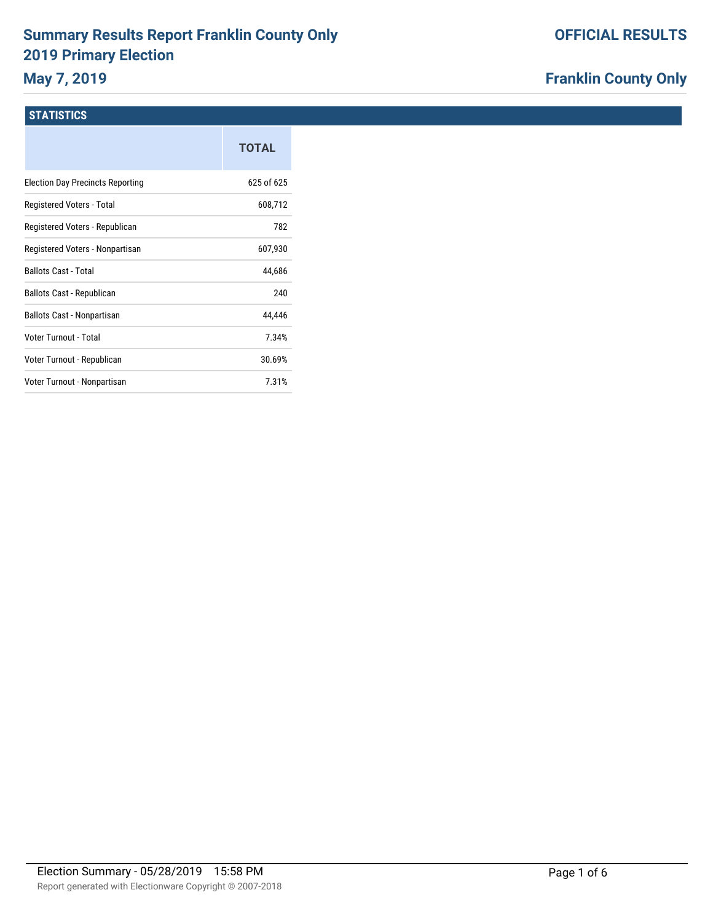# Summary Results Report Franklin County Only
## 2019 Primary Election
## May 7, 2019

**OFFICIAL RESULTS**

**Franklin County Only**

### STATISTICS

| | TOTAL |
|---|---|
| Election Day Precincts Reporting | 625 of 625 |
| Registered Voters - Total | 608,712 |
| Registered Voters - Republican | 782 |
| Registered Voters - Nonpartisan | 607,930 |
| Ballots Cast - Total | 44,686 |
| Ballots Cast - Republican | 240 |
| Ballots Cast - Nonpartisan | 44,446 |
| Voter Turnout - Total | 7.34% |
| Voter Turnout - Republican | 30.69% |
| Voter Turnout - Nonpartisan | 7.31% |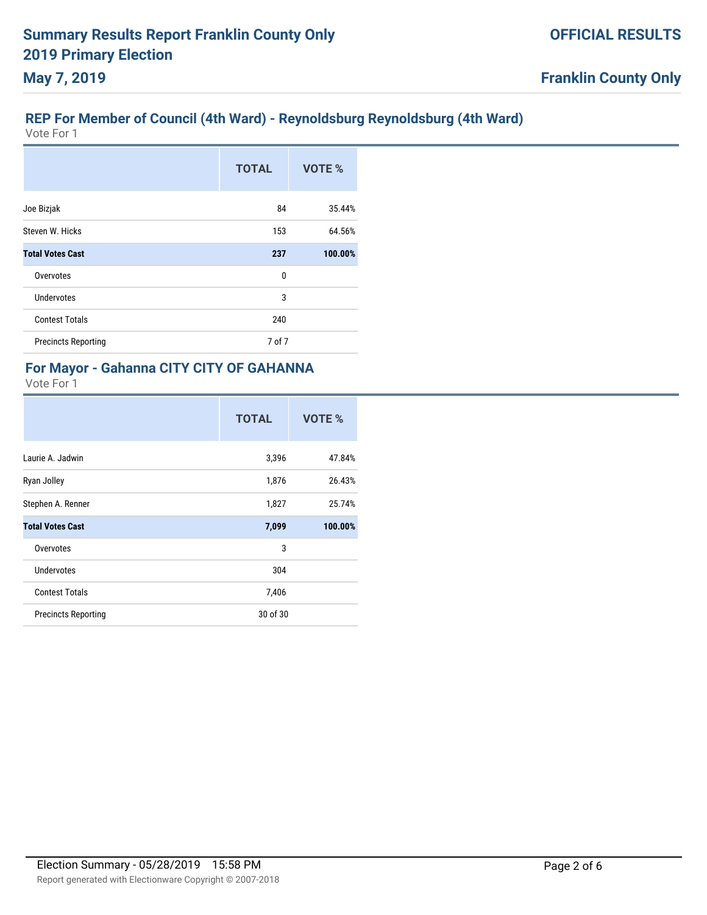## REP For Member of Council (4th Ward) - Reynoldsburg Reynoldsburg (4th Ward)

Vote For 1

| | TOTAL | VOTE % |
|---|---|---|
| Joe Bizjak | 84 | 35.44% |
| Steven W. Hicks | 153 | 64.56% |
| **Total Votes Cast** | **237** | **100.00%** |
| Overvotes | 0 | |
| Undervotes | 3 | |
| Contest Totals | 240 | |
| Precincts Reporting | 7 of 7 | |

## For Mayor - Gahanna CITY CITY OF GAHANNA

Vote For 1

| | TOTAL | VOTE % |
|---|---|---|
| Laurie A. Jadwin | 3,396 | 47.84% |
| Ryan Jolley | 1,876 | 26.43% |
| Stephen A. Renner | 1,827 | 25.74% |
| **Total Votes Cast** | **7,099** | **100.00%** |
| Overvotes | 3 | |
| Undervotes | 304 | |
| Contest Totals | 7,406 | |
| Precincts Reporting | 30 of 30 | |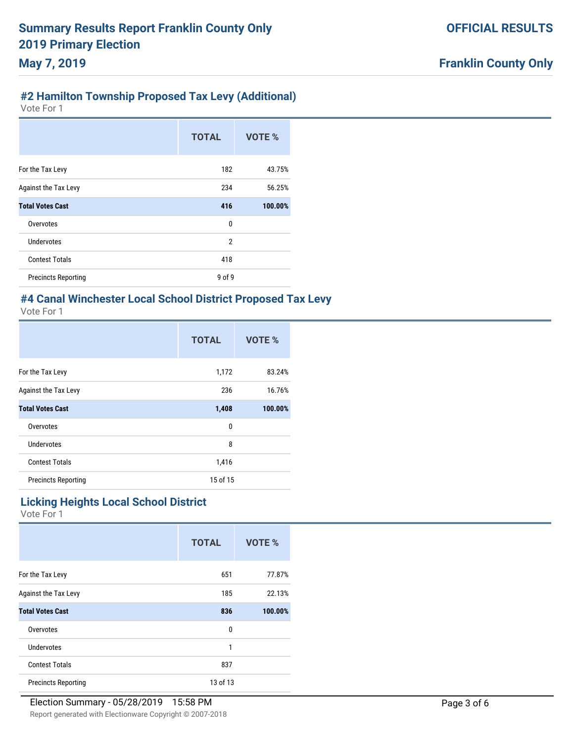# Summary Results Report Franklin County Only
# 2019 Primary Election
# May 7, 2019

**OFFICIAL RESULTS**

**Franklin County Only**

## #2 Hamilton Township Proposed Tax Levy (Additional)

Vote For 1

| | TOTAL | VOTE % |
|---|---|---|
| For the Tax Levy | 182 | 43.75% |
| Against the Tax Levy | 234 | 56.25% |
| **Total Votes Cast** | **416** | **100.00%** |
| Overvotes | 0 | |
| Undervotes | 2 | |
| Contest Totals | 418 | |
| Precincts Reporting | 9 of 9 | |

## #4 Canal Winchester Local School District Proposed Tax Levy

Vote For 1

| | TOTAL | VOTE % |
|---|---|---|
| For the Tax Levy | 1,172 | 83.24% |
| Against the Tax Levy | 236 | 16.76% |
| **Total Votes Cast** | **1,408** | **100.00%** |
| Overvotes | 0 | |
| Undervotes | 8 | |
| Contest Totals | 1,416 | |
| Precincts Reporting | 15 of 15 | |

## Licking Heights Local School District

Vote For 1

| | TOTAL | VOTE % |
|---|---|---|
| For the Tax Levy | 651 | 77.87% |
| Against the Tax Levy | 185 | 22.13% |
| **Total Votes Cast** | **836** | **100.00%** |
| Overvotes | 0 | |
| Undervotes | 1 | |
| Contest Totals | 837 | |
| Precincts Reporting | 13 of 13 | |

Election Summary - 05/28/2019 15:58 PM

Report generated with Electionware Copyright © 2007-2018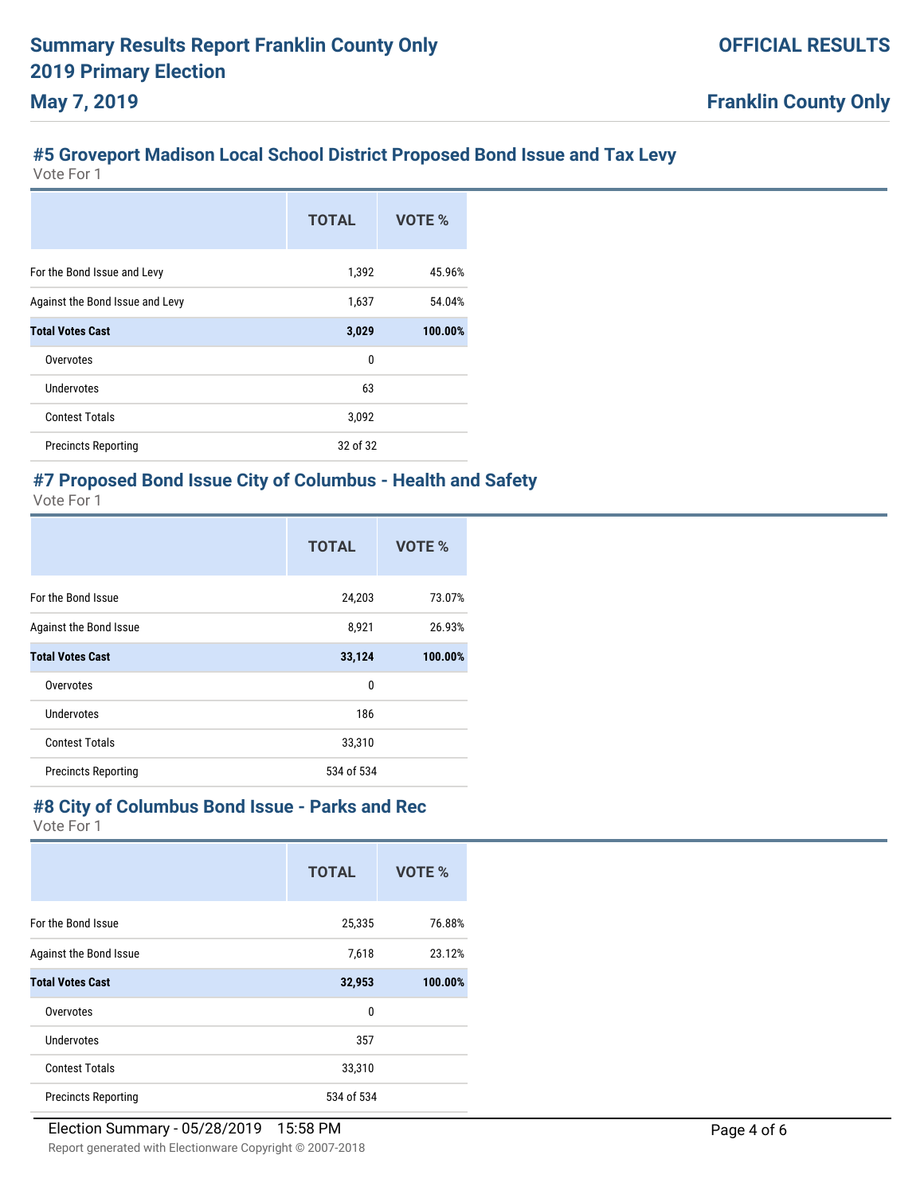## #5 Groveport Madison Local School District Proposed Bond Issue and Tax Levy

Vote For 1

| | TOTAL | VOTE % |
|---|---|---|
| For the Bond Issue and Levy | 1,392 | 45.96% |
| Against the Bond Issue and Levy | 1,637 | 54.04% |
| **Total Votes Cast** | **3,029** | **100.00%** |
| Overvotes | 0 | |
| Undervotes | 63 | |
| Contest Totals | 3,092 | |
| Precincts Reporting | 32 of 32 | |

## #7 Proposed Bond Issue City of Columbus - Health and Safety

Vote For 1

| | TOTAL | VOTE % |
|---|---|---|
| For the Bond Issue | 24,203 | 73.07% |
| Against the Bond Issue | 8,921 | 26.93% |
| **Total Votes Cast** | **33,124** | **100.00%** |
| Overvotes | 0 | |
| Undervotes | 186 | |
| Contest Totals | 33,310 | |
| Precincts Reporting | 534 of 534 | |

## #8 City of Columbus Bond Issue - Parks and Rec

Vote For 1

| | TOTAL | VOTE % |
|---|---|---|
| For the Bond Issue | 25,335 | 76.88% |
| Against the Bond Issue | 7,618 | 23.12% |
| **Total Votes Cast** | **32,953** | **100.00%** |
| Overvotes | 0 | |
| Undervotes | 357 | |
| Contest Totals | 33,310 | |
| Precincts Reporting | 534 of 534 | |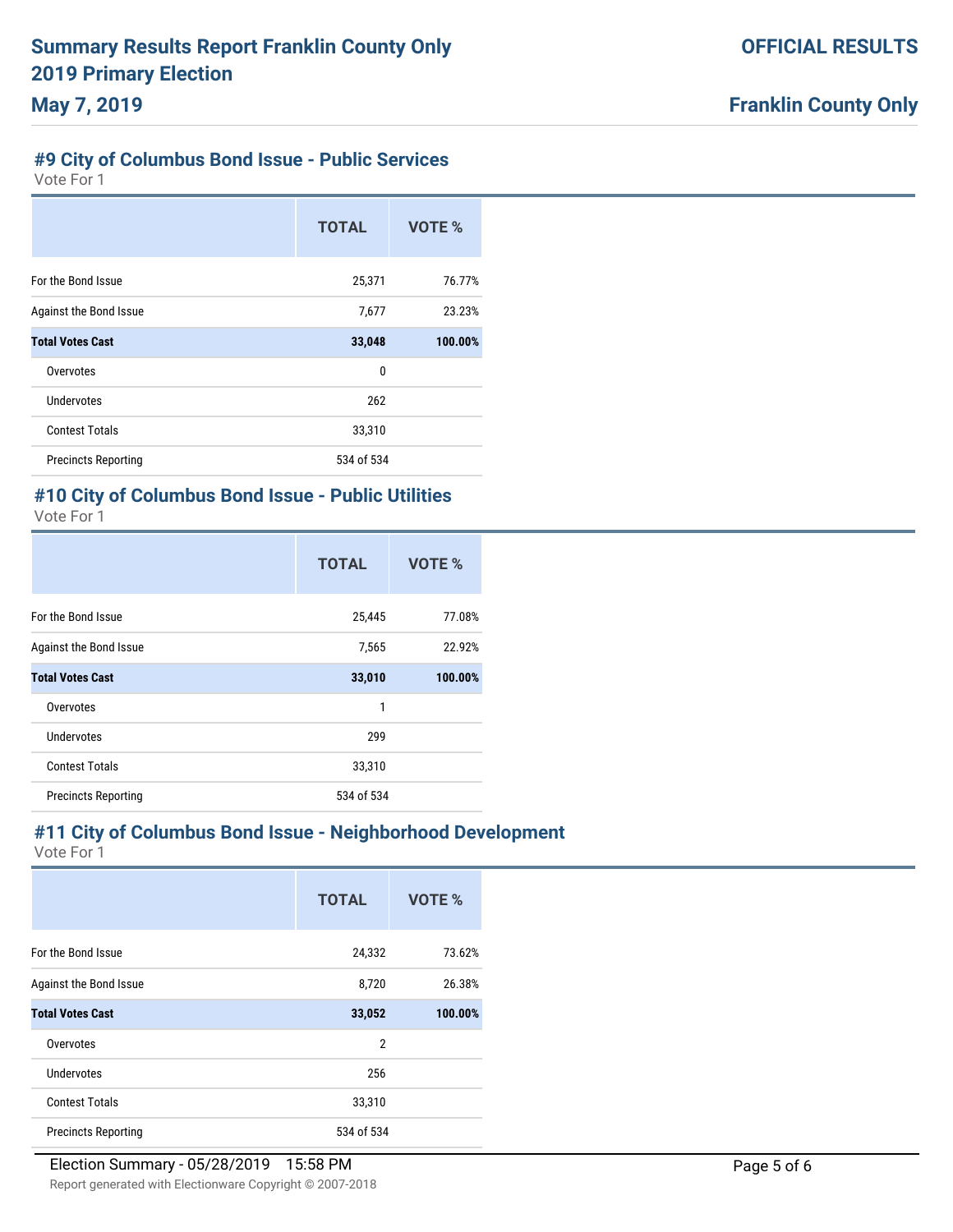## #9 City of Columbus Bond Issue - Public Services

Vote For 1

| | TOTAL | VOTE % |
|---|---|---|
| For the Bond Issue | 25,371 | 76.77% |
| Against the Bond Issue | 7,677 | 23.23% |
| **Total Votes Cast** | **33,048** | **100.00%** |
| Overvotes | 0 | |
| Undervotes | 262 | |
| Contest Totals | 33,310 | |
| Precincts Reporting | 534 of 534 | |

## #10 City of Columbus Bond Issue - Public Utilities

Vote For 1

| | TOTAL | VOTE % |
|---|---|---|
| For the Bond Issue | 25,445 | 77.08% |
| Against the Bond Issue | 7,565 | 22.92% |
| **Total Votes Cast** | **33,010** | **100.00%** |
| Overvotes | 1 | |
| Undervotes | 299 | |
| Contest Totals | 33,310 | |
| Precincts Reporting | 534 of 534 | |

## #11 City of Columbus Bond Issue - Neighborhood Development

Vote For 1

| | TOTAL | VOTE % |
|---|---|---|
| For the Bond Issue | 24,332 | 73.62% |
| Against the Bond Issue | 8,720 | 26.38% |
| **Total Votes Cast** | **33,052** | **100.00%** |
| Overvotes | 2 | |
| Undervotes | 256 | |
| Contest Totals | 33,310 | |
| Precincts Reporting | 534 of 534 | |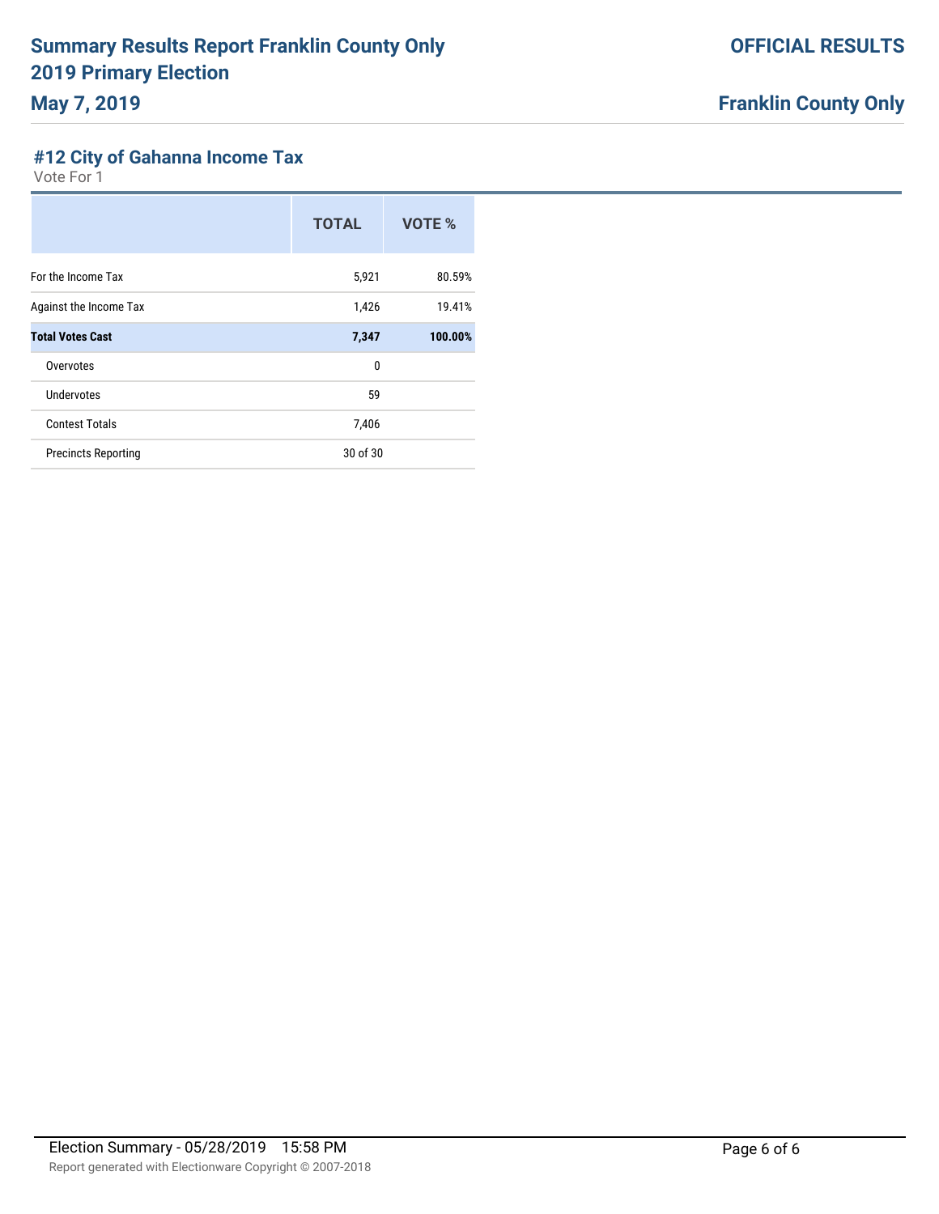## #12 City of Gahanna Income Tax

Vote For 1

| | TOTAL | VOTE % |
|---|---|---|
| For the Income Tax | 5,921 | 80.59% |
| Against the Income Tax | 1,426 | 19.41% |
| **Total Votes Cast** | **7,347** | **100.00%** |
| Overvotes | 0 | |
| Undervotes | 59 | |
| Contest Totals | 7,406 | |
| Precincts Reporting | 30 of 30 | |